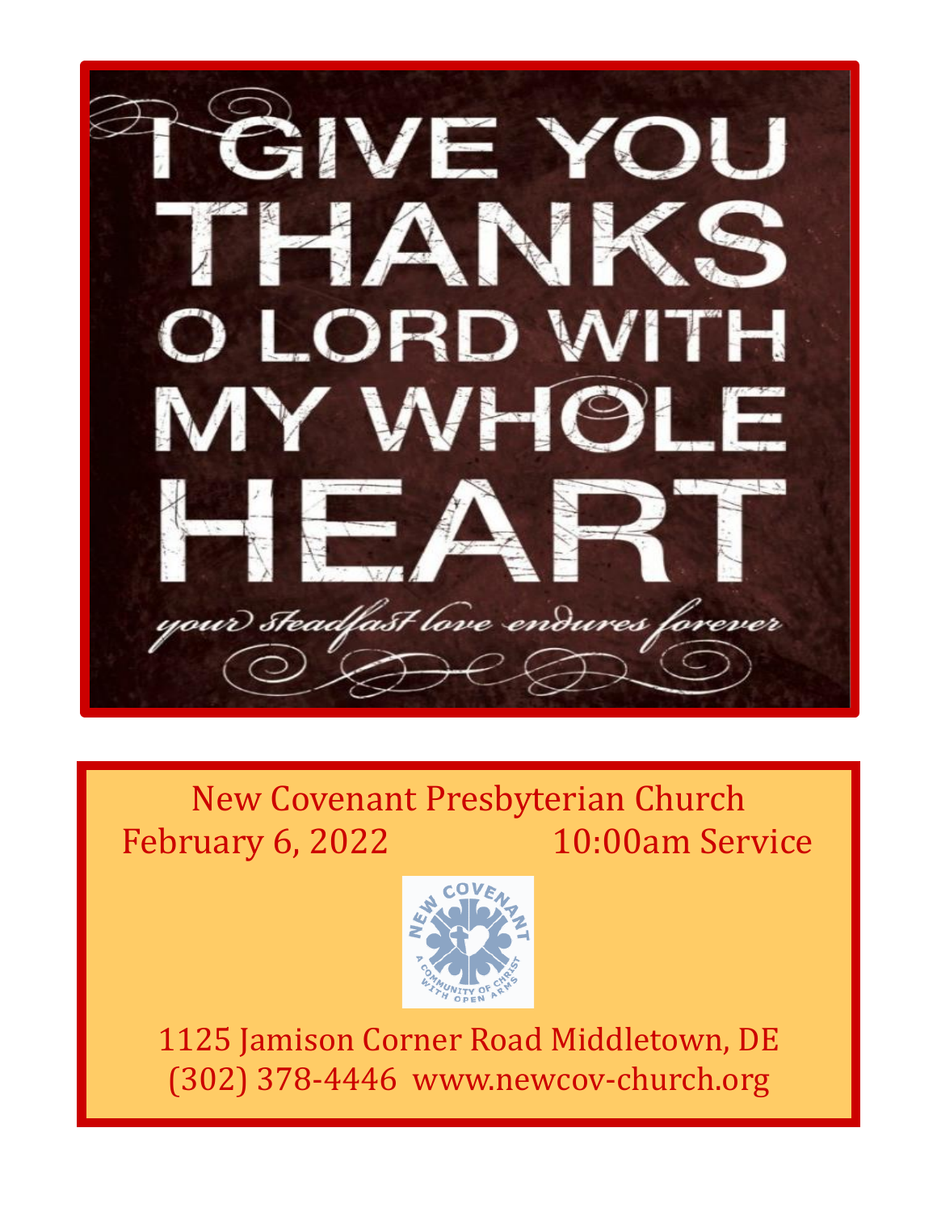# I GIVE YOU THANKS O LORD WITH MY WHOLE HEART

*your steadfast love endures forever*

New Covenant Presbyterian Church

February 6, 2022 10:00am Service

NEW COVENANT — A COMMUNITY OF CHRIST WITH OPEN ARMS

1125 Jamison Corner Road Middletown, DE

(302) 378-4446 www.newcov-church.org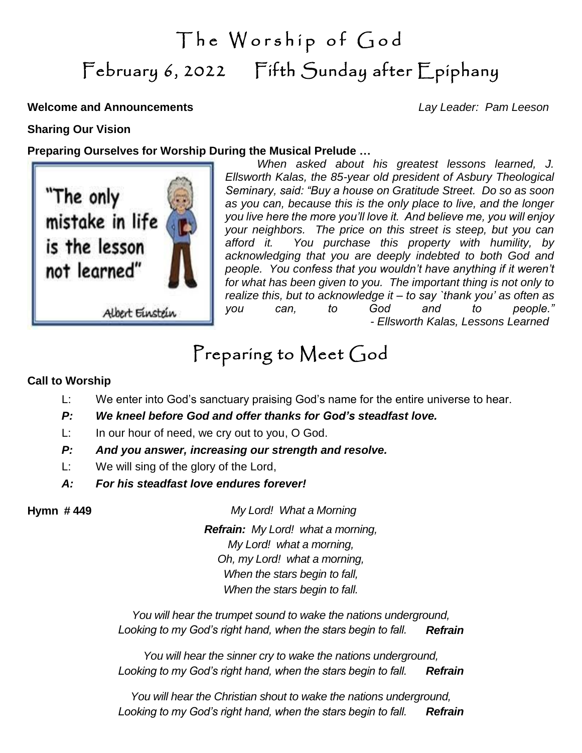# The Worship of God

## February 6, 2022 Fifth Sunday after Epiphany

**Welcome and Announcements** *Lay Leader: Pam Leeson*

**Sharing Our Vision**

**Preparing Ourselves for Worship During the Musical Prelude …**

"The only mistake in life is the lesson not learned"

Albert Einstein

*When asked about his greatest lessons learned, J. Ellsworth Kalas, the 85-year old president of Asbury Theological Seminary, said: "Buy a house on Gratitude Street. Do so as soon as you can, because this is the only place to live, and the longer you live here the more you'll love it. And believe me, you will enjoy your neighbors. The price on this street is steep, but you can afford it. You purchase this property with humility, by acknowledging that you are deeply indebted to both God and people. You confess that you wouldn't have anything if it weren't for what has been given to you. The important thing is not only to realize this, but to acknowledge it – to say `thank you' as often as you can, to God and to people."*
*- Ellsworth Kalas, Lessons Learned*

# Preparing to Meet God

**Call to Worship**

L: We enter into God's sanctuary praising God's name for the entire universe to hear.

***P: We kneel before God and offer thanks for God's steadfast love.***

L: In our hour of need, we cry out to you, O God.

***P: And you answer, increasing our strength and resolve.***

L: We will sing of the glory of the Lord,

***A: For his steadfast love endures forever!***

**Hymn # 449** *My Lord! What a Morning*

***Refrain:*** *My Lord! what a morning,*
*My Lord! what a morning,*
*Oh, my Lord! what a morning,*
*When the stars begin to fall,*
*When the stars begin to fall.*

*You will hear the trumpet sound to wake the nations underground,*
*Looking to my God's right hand, when the stars begin to fall.* ***Refrain***

*You will hear the sinner cry to wake the nations underground,*
*Looking to my God's right hand, when the stars begin to fall.* ***Refrain***

*You will hear the Christian shout to wake the nations underground,*
*Looking to my God's right hand, when the stars begin to fall.* ***Refrain***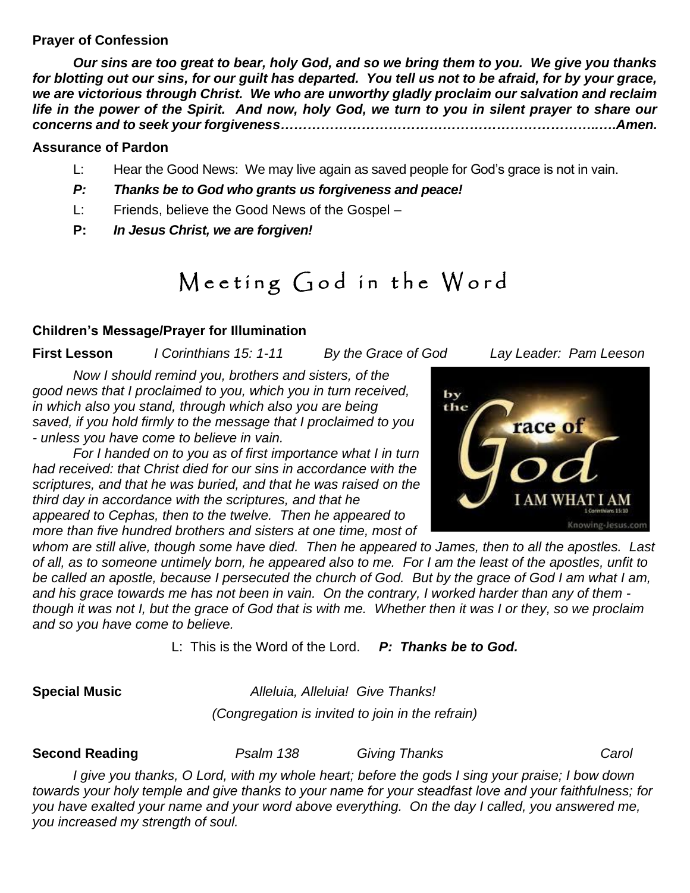**Prayer of Confession**

***Our sins are too great to bear, holy God, and so we bring them to you. We give you thanks for blotting out our sins, for our guilt has departed. You tell us not to be afraid, for by your grace, we are victorious through Christ. We who are unworthy gladly proclaim our salvation and reclaim life in the power of the Spirit. And now, holy God, we turn to you in silent prayer to share our concerns and to seek your forgiveness…………………………………………………………..….Amen.***

**Assurance of Pardon**

L: Hear the Good News: We may live again as saved people for God's grace is not in vain.

***P: Thanks be to God who grants us forgiveness and peace!***

L: Friends, believe the Good News of the Gospel –

**P:** ***In Jesus Christ, we are forgiven!***

# Meeting God in the Word

**Children's Message/Prayer for Illumination**

**First Lesson** *I Corinthians 15: 1-11* *By the Grace of God* *Lay Leader: Pam Leeson*

*Now I should remind you, brothers and sisters, of the good news that I proclaimed to you, which you in turn received, in which also you stand, through which also you are being saved, if you hold firmly to the message that I proclaimed to you - unless you have come to believe in vain.*

*For I handed on to you as of first importance what I in turn had received: that Christ died for our sins in accordance with the scriptures, and that he was buried, and that he was raised on the third day in accordance with the scriptures, and that he appeared to Cephas, then to the twelve. Then he appeared to more than five hundred brothers and sisters at one time, most of whom are still alive, though some have died. Then he appeared to James, then to all the apostles. Last of all, as to someone untimely born, he appeared also to me. For I am the least of the apostles, unfit to be called an apostle, because I persecuted the church of God. But by the grace of God I am what I am, and his grace towards me has not been in vain. On the contrary, I worked harder than any of them - though it was not I, but the grace of God that is with me. Whether then it was I or they, so we proclaim and so you have come to believe.*

L: This is the Word of the Lord. ***P: Thanks be to God.***

**Special Music** *Alleluia, Alleluia! Give Thanks!*

*(Congregation is invited to join in the refrain)*

**Second Reading** *Psalm 138* *Giving Thanks* *Carol*

*I give you thanks, O Lord, with my whole heart; before the gods I sing your praise; I bow down towards your holy temple and give thanks to your name for your steadfast love and your faithfulness; for you have exalted your name and your word above everything. On the day I called, you answered me, you increased my strength of soul.*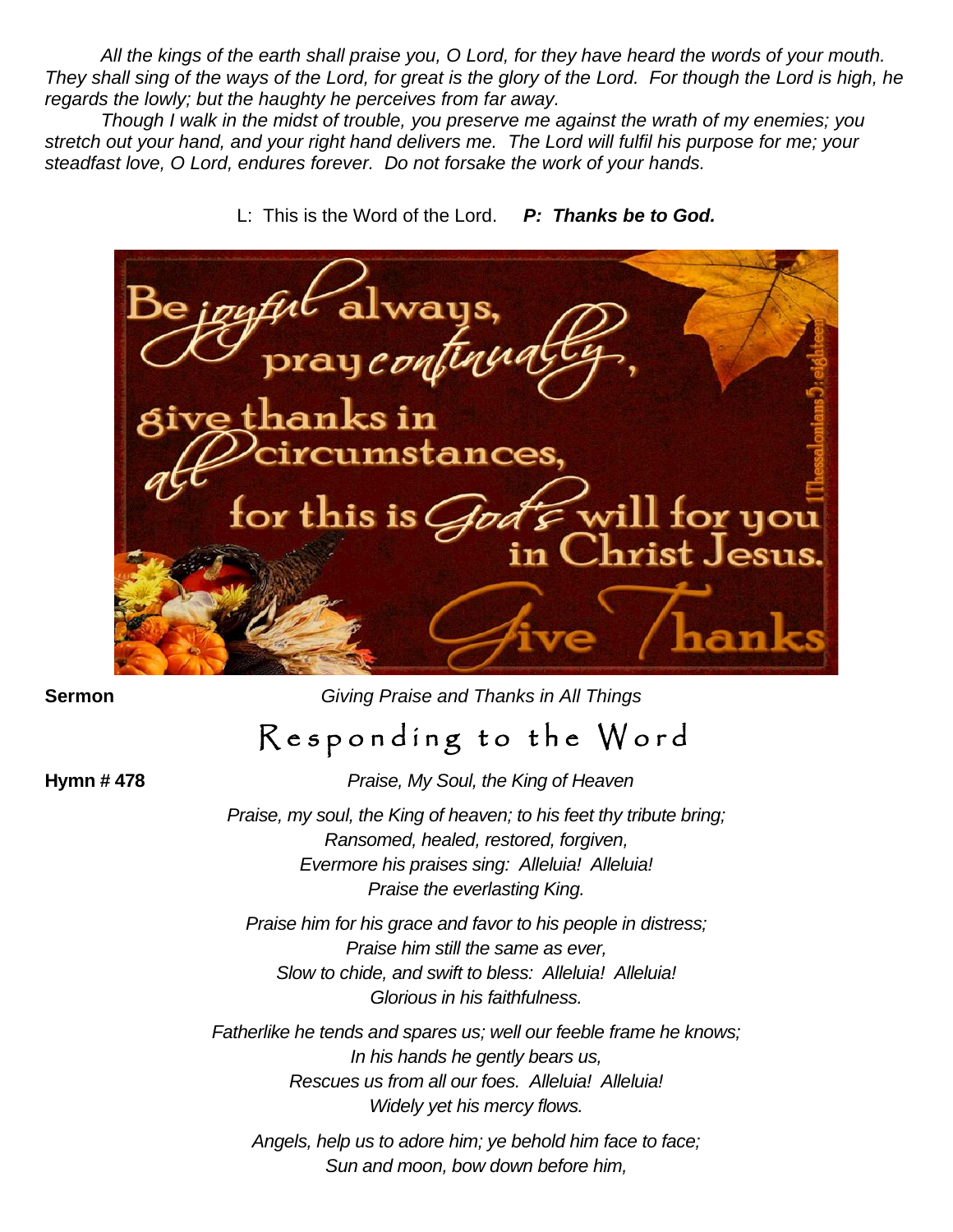*All the kings of the earth shall praise you, O Lord, for they have heard the words of your mouth. They shall sing of the ways of the Lord, for great is the glory of the Lord. For though the Lord is high, he regards the lowly; but the haughty he perceives from far away.*

*Though I walk in the midst of trouble, you preserve me against the wrath of my enemies; you stretch out your hand, and your right hand delivers me. The Lord will fulfil his purpose for me; your steadfast love, O Lord, endures forever. Do not forsake the work of your hands.*

L: This is the Word of the Lord. ***P: Thanks be to God.***

Be joyful always, pray continually, give thanks in all circumstances, for this is God's will for you in Christ Jesus. 1 Thessalonians 5:eighteen

Give Thanks

**Sermon** *Giving Praise and Thanks in All Things*

## Responding to the Word

**Hymn # 478** *Praise, My Soul, the King of Heaven*

*Praise, my soul, the King of heaven; to his feet thy tribute bring;*
*Ransomed, healed, restored, forgiven,*
*Evermore his praises sing: Alleluia! Alleluia!*
*Praise the everlasting King.*

*Praise him for his grace and favor to his people in distress;*
*Praise him still the same as ever,*
*Slow to chide, and swift to bless: Alleluia! Alleluia!*
*Glorious in his faithfulness.*

*Fatherlike he tends and spares us; well our feeble frame he knows;*
*In his hands he gently bears us,*
*Rescues us from all our foes. Alleluia! Alleluia!*
*Widely yet his mercy flows.*

*Angels, help us to adore him; ye behold him face to face;*
*Sun and moon, bow down before him,*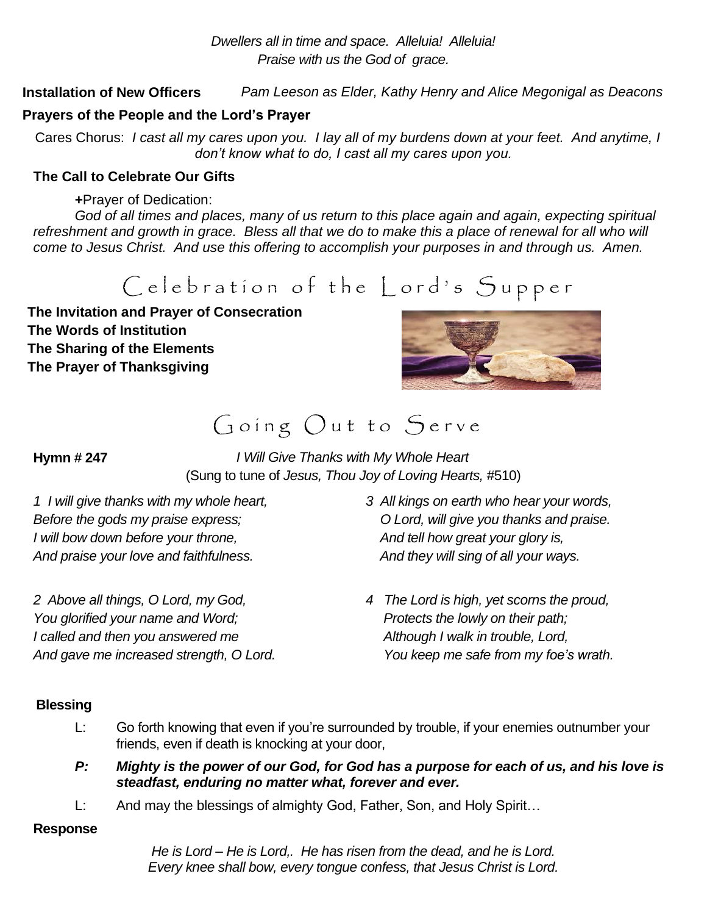*Dwellers all in time and space. Alleluia! Alleluia!*
*Praise with us the God of grace.*

**Installation of New Officers** *Pam Leeson as Elder, Kathy Henry and Alice Megonigal as Deacons*

**Prayers of the People and the Lord's Prayer**

Cares Chorus: *I cast all my cares upon you. I lay all of my burdens down at your feet. And anytime, I don't know what to do, I cast all my cares upon you.*

**The Call to Celebrate Our Gifts**

**+**Prayer of Dedication:

*God of all times and places, many of us return to this place again and again, expecting spiritual refreshment and growth in grace. Bless all that we do to make this a place of renewal for all who will come to Jesus Christ. And use this offering to accomplish your purposes in and through us. Amen.*

# Celebration of the Lord's Supper

**The Invitation and Prayer of Consecration**
**The Words of Institution**
**The Sharing of the Elements**
**The Prayer of Thanksgiving**

# Going Out to Serve

**Hymn # 247** *I Will Give Thanks with My Whole Heart*
(Sung to tune of *Jesus, Thou Joy of Loving Hearts,* #510)

*1 I will give thanks with my whole heart,*
*Before the gods my praise express;*
*I will bow down before your throne,*
*And praise your love and faithfulness.*

*2 Above all things, O Lord, my God,*
*You glorified your name and Word;*
*I called and then you answered me*
*And gave me increased strength, O Lord.*

*3 All kings on earth who hear your words,*
*O Lord, will give you thanks and praise.*
*And tell how great your glory is,*
*And they will sing of all your ways.*

*4 The Lord is high, yet scorns the proud,*
*Protects the lowly on their path;*
*Although I walk in trouble, Lord,*
*You keep me safe from my foe's wrath.*

**Blessing**

L: Go forth knowing that even if you're surrounded by trouble, if your enemies outnumber your friends, even if death is knocking at your door,

***P: Mighty is the power of our God, for God has a purpose for each of us, and his love is steadfast, enduring no matter what, forever and ever.***

L: And may the blessings of almighty God, Father, Son, and Holy Spirit…

**Response**

*He is Lord – He is Lord,. He has risen from the dead, and he is Lord.*
*Every knee shall bow, every tongue confess, that Jesus Christ is Lord.*